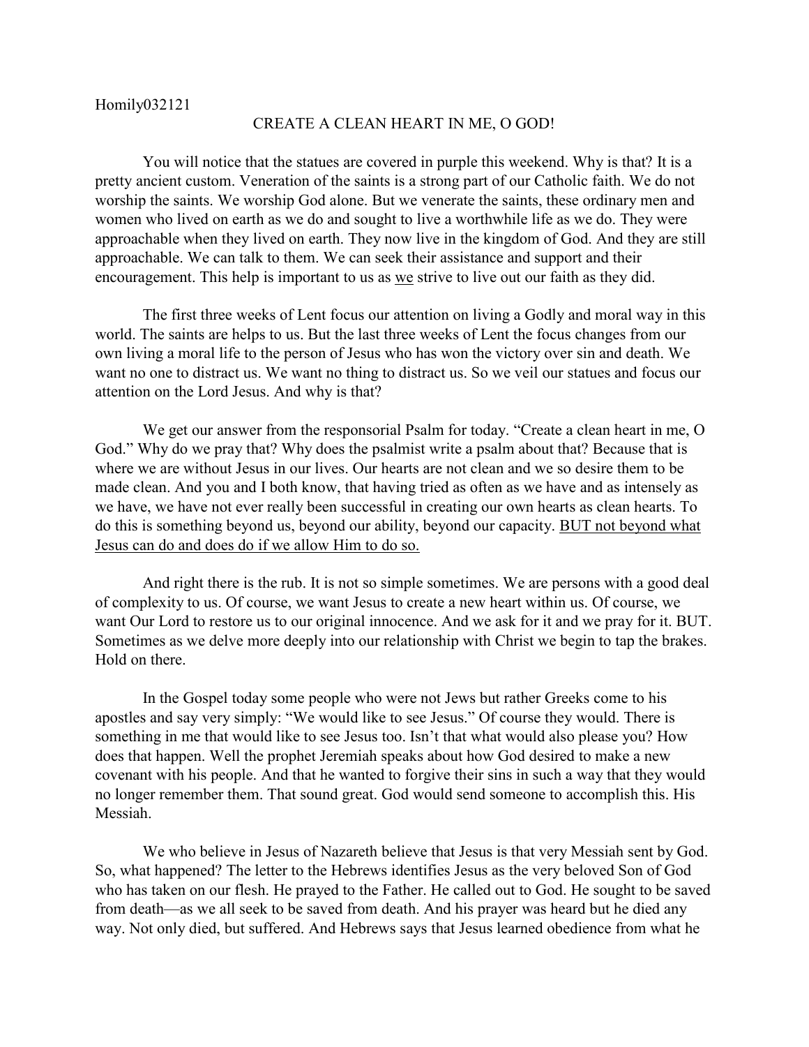Homily032121

# CREATE A CLEAN HEART IN ME, O GOD!

You will notice that the statues are covered in purple this weekend. Why is that? It is a pretty ancient custom. Veneration of the saints is a strong part of our Catholic faith. We do not worship the saints. We worship God alone. But we venerate the saints, these ordinary men and women who lived on earth as we do and sought to live a worthwhile life as we do. They were approachable when they lived on earth. They now live in the kingdom of God. And they are still approachable. We can talk to them. We can seek their assistance and support and their encouragement. This help is important to us as <u>we</u> strive to live out our faith as they did.

The first three weeks of Lent focus our attention on living a Godly and moral way in this world. The saints are helps to us. But the last three weeks of Lent the focus changes from our own living a moral life to the person of Jesus who has won the victory over sin and death. We want no one to distract us. We want no thing to distract us. So we veil our statues and focus our attention on the Lord Jesus. And why is that?

We get our answer from the responsorial Psalm for today. "Create a clean heart in me, O God." Why do we pray that? Why does the psalmist write a psalm about that? Because that is where we are without Jesus in our lives. Our hearts are not clean and we so desire them to be made clean. And you and I both know, that having tried as often as we have and as intensely as we have, we have not ever really been successful in creating our own hearts as clean hearts. To do this is something beyond us, beyond our ability, beyond our capacity. <u>BUT not beyond what Jesus can do and does do if we allow Him to do so.</u>

And right there is the rub. It is not so simple sometimes. We are persons with a good deal of complexity to us. Of course, we want Jesus to create a new heart within us. Of course, we want Our Lord to restore us to our original innocence. And we ask for it and we pray for it. BUT. Sometimes as we delve more deeply into our relationship with Christ we begin to tap the brakes. Hold on there.

In the Gospel today some people who were not Jews but rather Greeks come to his apostles and say very simply: "We would like to see Jesus." Of course they would. There is something in me that would like to see Jesus too. Isn't that what would also please you? How does that happen. Well the prophet Jeremiah speaks about how God desired to make a new covenant with his people. And that he wanted to forgive their sins in such a way that they would no longer remember them. That sound great. God would send someone to accomplish this. His Messiah.

We who believe in Jesus of Nazareth believe that Jesus is that very Messiah sent by God. So, what happened? The letter to the Hebrews identifies Jesus as the very beloved Son of God who has taken on our flesh. He prayed to the Father. He called out to God. He sought to be saved from death—as we all seek to be saved from death. And his prayer was heard but he died any way. Not only died, but suffered. And Hebrews says that Jesus learned obedience from what he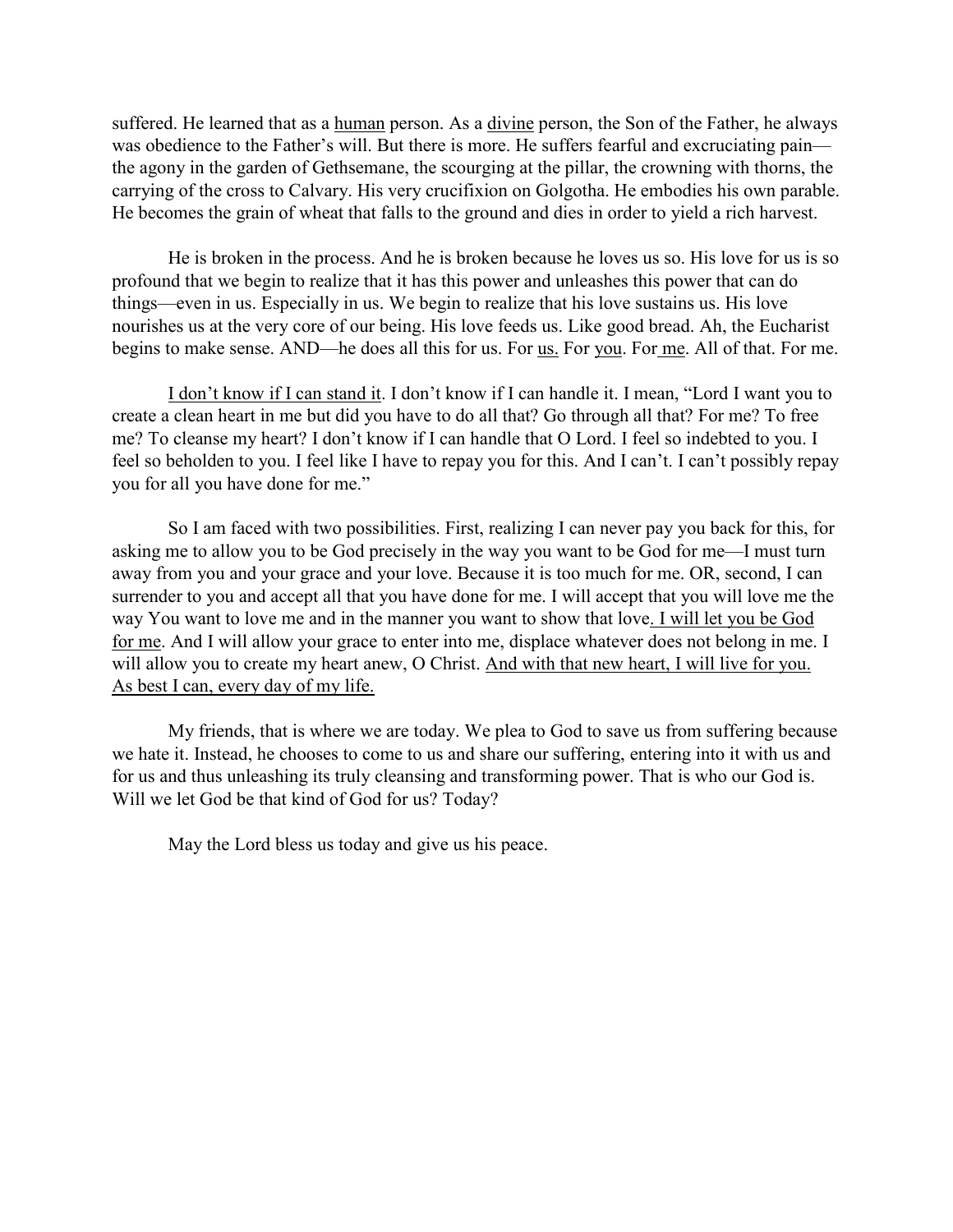suffered. He learned that as a <u>human</u> person. As a <u>divine</u> person, the Son of the Father, he always was obedience to the Father's will. But there is more. He suffers fearful and excruciating pain—the agony in the garden of Gethsemane, the scourging at the pillar, the crowning with thorns, the carrying of the cross to Calvary. His very crucifixion on Golgotha. He embodies his own parable. He becomes the grain of wheat that falls to the ground and dies in order to yield a rich harvest.

He is broken in the process. And he is broken because he loves us so. His love for us is so profound that we begin to realize that it has this power and unleashes this power that can do things—even in us. Especially in us. We begin to realize that his love sustains us. His love nourishes us at the very core of our being. His love feeds us. Like good bread. Ah, the Eucharist begins to make sense. AND—he does all this for us. For <u>us.</u> For <u>you</u>. For <u>me</u>. All of that. For me.

<u>I don't know if I can stand it</u>. I don't know if I can handle it. I mean, "Lord I want you to create a clean heart in me but did you have to do all that? Go through all that? For me? To free me? To cleanse my heart? I don't know if I can handle that O Lord. I feel so indebted to you. I feel so beholden to you. I feel like I have to repay you for this. And I can't. I can't possibly repay you for all you have done for me."

So I am faced with two possibilities. First, realizing I can never pay you back for this, for asking me to allow you to be God precisely in the way you want to be God for me—I must turn away from you and your grace and your love. Because it is too much for me. OR, second, I can surrender to you and accept all that you have done for me. I will accept that you will love me the way You want to love me and in the manner you want to show that love<u>. I will let you be God for me</u>. And I will allow your grace to enter into me, displace whatever does not belong in me. I will allow you to create my heart anew, O Christ. <u>And with that new heart, I will live for you. As best I can, every day of my life.</u>

My friends, that is where we are today. We plea to God to save us from suffering because we hate it. Instead, he chooses to come to us and share our suffering, entering into it with us and for us and thus unleashing its truly cleansing and transforming power. That is who our God is. Will we let God be that kind of God for us? Today?

May the Lord bless us today and give us his peace.